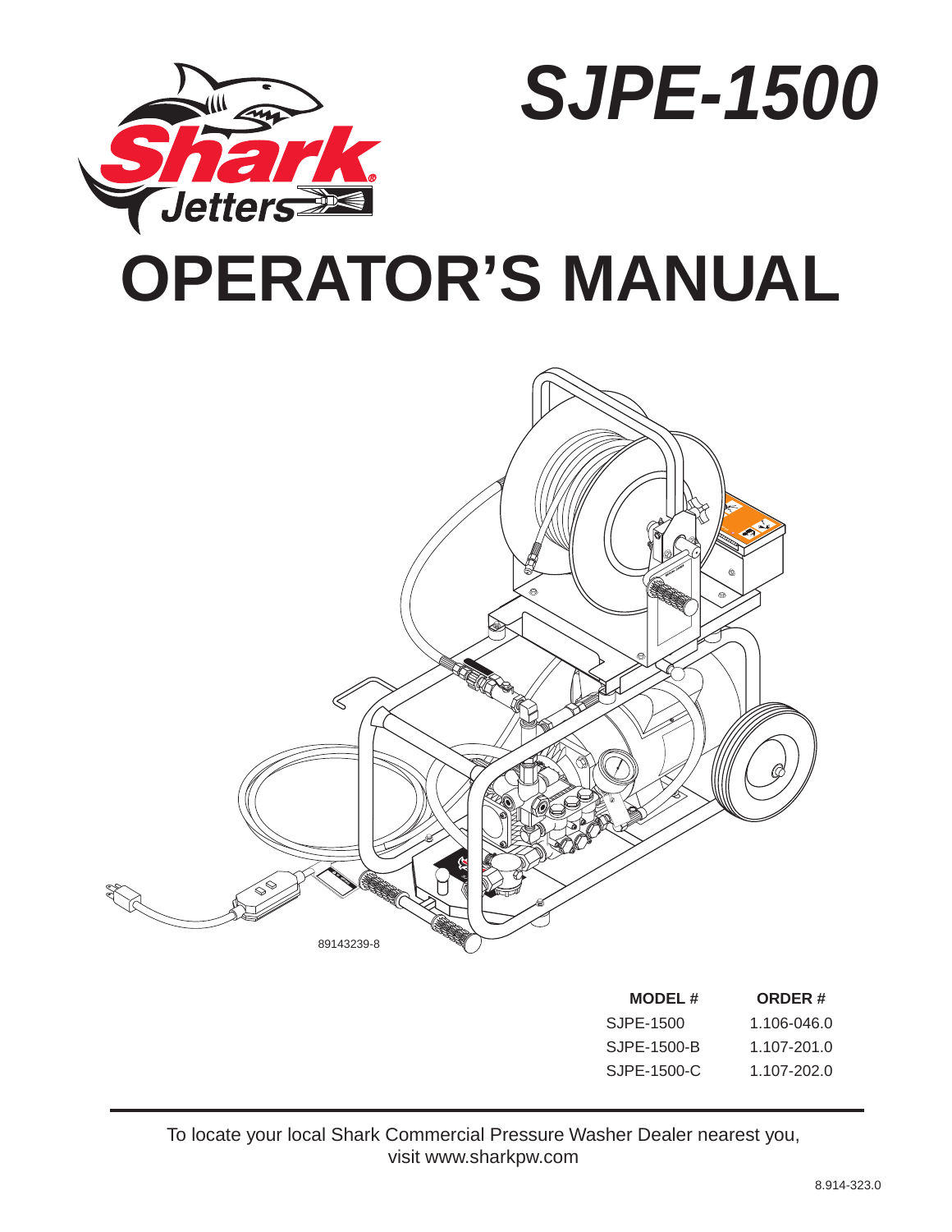# SJPE-1500

Shark Jetters

# OPERATOR'S MANUAL

89143239-8

| MODEL # | ORDER # |
| --- | --- |
| SJPE-1500 | 1.106-046.0 |
| SJPE-1500-B | 1.107-201.0 |
| SJPE-1500-C | 1.107-202.0 |

To locate your local Shark Commercial Pressure Washer Dealer nearest you, visit www.sharkpw.com

8.914-323.0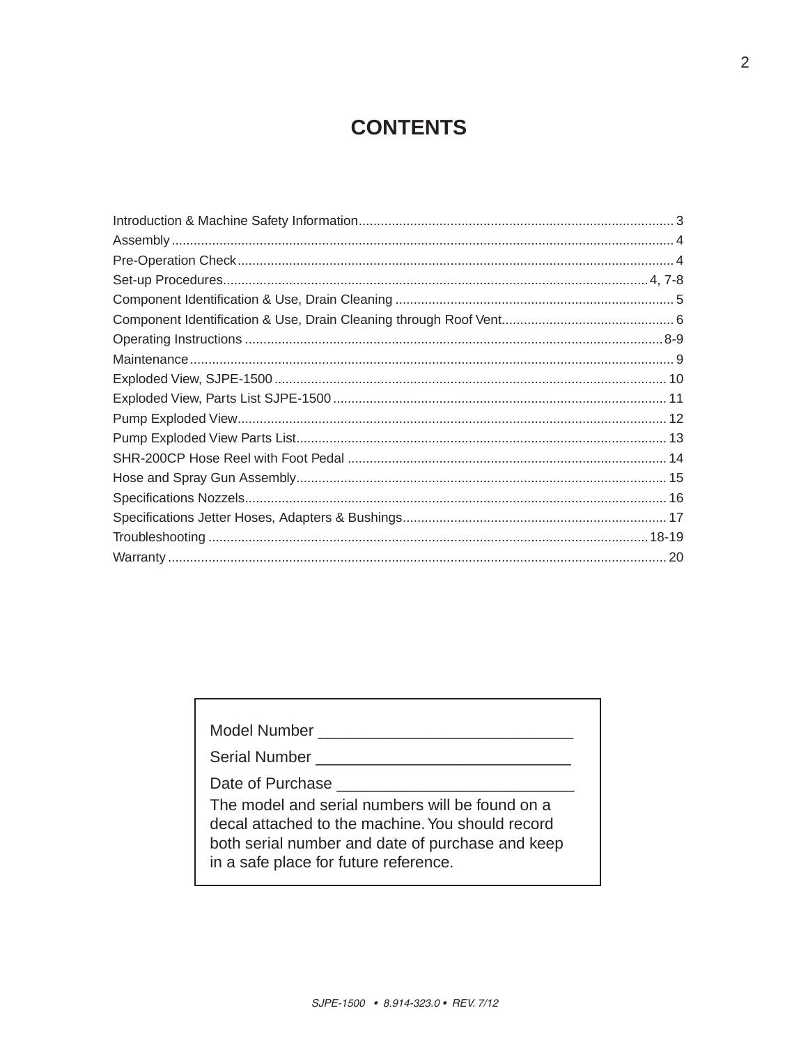# CONTENTS

| Section | Page |
|---|---|
| Introduction & Machine Safety Information | 3 |
| Assembly | 4 |
| Pre-Operation Check | 4 |
| Set-up Procedures | 4, 7-8 |
| Component Identification & Use, Drain Cleaning | 5 |
| Component Identification & Use, Drain Cleaning through Roof Vent | 6 |
| Operating Instructions | 8-9 |
| Maintenance | 9 |
| Exploded View, SJPE-1500 | 10 |
| Exploded View, Parts List SJPE-1500 | 11 |
| Pump Exploded View | 12 |
| Pump Exploded View Parts List | 13 |
| SHR-200CP Hose Reel with Foot Pedal | 14 |
| Hose and Spray Gun Assembly | 15 |
| Specifications Nozzels | 16 |
| Specifications Jetter Hoses, Adapters & Bushings | 17 |
| Troubleshooting | 18-19 |
| Warranty | 20 |

Model Number ______________________________

Serial Number ______________________________

Date of Purchase ____________________________

The model and serial numbers will be found on a decal attached to the machine. You should record both serial number and date of purchase and keep in a safe place for future reference.

*SJPE-1500 • 8.914-323.0 • REV. 7/12*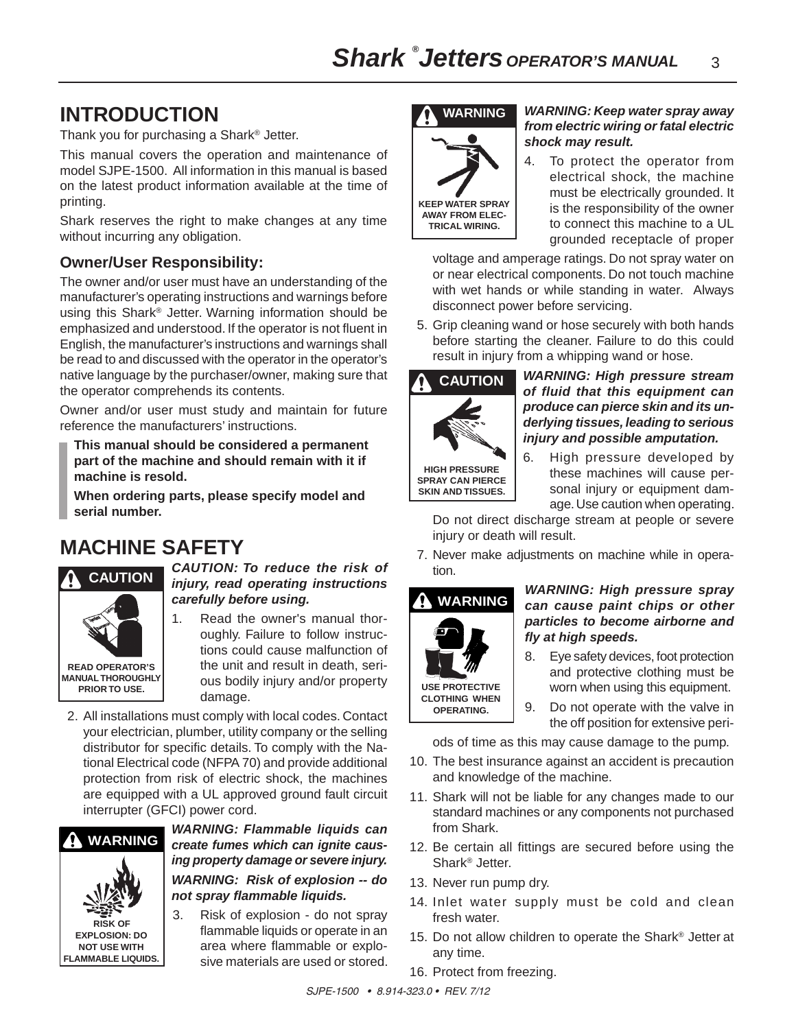# INTRODUCTION

Thank you for purchasing a Shark® Jetter.

This manual covers the operation and maintenance of model SJPE-1500. All information in this manual is based on the latest product information available at the time of printing.

Shark reserves the right to make changes at any time without incurring any obligation.

### Owner/User Responsibility:

The owner and/or user must have an understanding of the manufacturer's operating instructions and warnings before using this Shark® Jetter. Warning information should be emphasized and understood. If the operator is not fluent in English, the manufacturer's instructions and warnings shall be read to and discussed with the operator in the operator's native language by the purchaser/owner, making sure that the operator comprehends its contents.

Owner and/or user must study and maintain for future reference the manufacturers' instructions.

**This manual should be considered a permanent part of the machine and should remain with it if machine is resold.**

**When ordering parts, please specify model and serial number.**

# MACHINE SAFETY

CAUTION — READ OPERATOR'S MANUAL THOROUGHLY PRIOR TO USE.

***CAUTION: To reduce the risk of injury, read operating instructions carefully before using.***

1. Read the owner's manual thoroughly. Failure to follow instructions could cause malfunction of the unit and result in death, serious bodily injury and/or property damage.
2. All installations must comply with local codes. Contact your electrician, plumber, utility company or the selling distributor for specific details. To comply with the National Electrical code (NFPA 70) and provide additional protection from risk of electric shock, the machines are equipped with a UL approved ground fault circuit interrupter (GFCI) power cord.

WARNING — RISK OF EXPLOSION: DO NOT USE WITH FLAMMABLE LIQUIDS.

***WARNING: Flammable liquids can create fumes which can ignite causing property damage or severe injury.***

***WARNING: Risk of explosion -- do not spray flammable liquids.***

3. Risk of explosion - do not spray flammable liquids or operate in an area where flammable or explosive materials are used or stored.

WARNING — KEEP WATER SPRAY AWAY FROM ELECTRICAL WIRING.

***WARNING: Keep water spray away from electric wiring or fatal electric shock may result.***

4. To protect the operator from electrical shock, the machine must be electrically grounded. It is the responsibility of the owner to connect this machine to a UL grounded receptacle of proper voltage and amperage ratings. Do not spray water on or near electrical components. Do not touch machine with wet hands or while standing in water. Always disconnect power before servicing.
5. Grip cleaning wand or hose securely with both hands before starting the cleaner. Failure to do this could result in injury from a whipping wand or hose.

CAUTION — HIGH PRESSURE SPRAY CAN PIERCE SKIN AND TISSUES.

***WARNING: High pressure stream of fluid that this equipment can produce can pierce skin and its underlying tissues, leading to serious injury and possible amputation.***

6. High pressure developed by these machines will cause personal injury or equipment damage. Use caution when operating. Do not direct discharge stream at people or severe injury or death will result.
7. Never make adjustments on machine while in operation.

WARNING — USE PROTECTIVE CLOTHING WHEN OPERATING.

***WARNING: High pressure spray can cause paint chips or other particles to become airborne and fly at high speeds.***

8. Eye safety devices, foot protection and protective clothing must be worn when using this equipment.
9. Do not operate with the valve in the off position for extensive periods of time as this may cause damage to the pump.
10. The best insurance against an accident is precaution and knowledge of the machine.
11. Shark will not be liable for any changes made to our standard machines or any components not purchased from Shark.
12. Be certain all fittings are secured before using the Shark® Jetter.
13. Never run pump dry.
14. Inlet water supply must be cold and clean fresh water.
15. Do not allow children to operate the Shark® Jetter at any time.
16. Protect from freezing.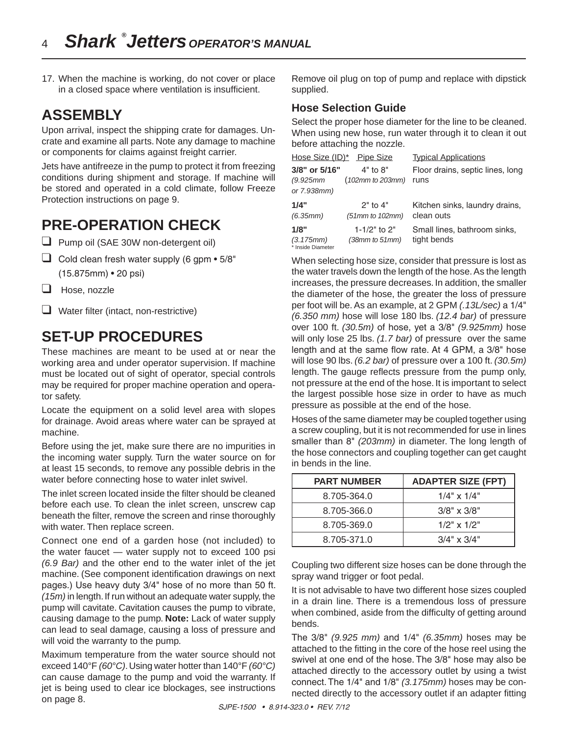17. When the machine is working, do not cover or place in a closed space where ventilation is insufficient.

## ASSEMBLY

Upon arrival, inspect the shipping crate for damages. Uncrate and examine all parts. Note any damage to machine or components for claims against freight carrier.

Jets have antifreeze in the pump to protect it from freezing conditions during shipment and storage. If machine will be stored and operated in a cold climate, follow Freeze Protection instructions on page 9.

## PRE-OPERATION CHECK

- ☐ Pump oil (SAE 30W non-detergent oil)
- ☐ Cold clean fresh water supply (6 gpm • 5/8" (15.875mm) • 20 psi)
- ☐ Hose, nozzle
- ☐ Water filter (intact, non-restrictive)

## SET-UP PROCEDURES

These machines are meant to be used at or near the working area and under operator supervision. If machine must be located out of sight of operator, special controls may be required for proper machine operation and operator safety.

Locate the equipment on a solid level area with slopes for drainage. Avoid areas where water can be sprayed at machine.

Before using the jet, make sure there are no impurities in the incoming water supply. Turn the water source on for at least 15 seconds, to remove any possible debris in the water before connecting hose to water inlet swivel.

The inlet screen located inside the filter should be cleaned before each use. To clean the inlet screen, unscrew cap beneath the filter, remove the screen and rinse thoroughly with water. Then replace screen.

Connect one end of a garden hose (not included) to the water faucet — water supply not to exceed 100 psi *(6.9 Bar)* and the other end to the water inlet of the jet machine. (See component identification drawings on next pages.) Use heavy duty 3/4" hose of no more than 50 ft. *(15m)* in length. If run without an adequate water supply, the pump will cavitate. Cavitation causes the pump to vibrate, causing damage to the pump. **Note:** Lack of water supply can lead to seal damage, causing a loss of pressure and will void the warranty to the pump.

Maximum temperature from the water source should not exceed 140°F *(60°C)*. Using water hotter than 140°F *(60°C)* can cause damage to the pump and void the warranty. If jet is being used to clear ice blockages, see instructions on page 8.

Remove oil plug on top of pump and replace with dipstick supplied.

### Hose Selection Guide

Select the proper hose diameter for the line to be cleaned. When using new hose, run water through it to clean it out before attaching the nozzle.

| Hose Size (ID)* | Pipe Size | Typical Applications |
|---|---|---|
| **3/8" or 5/16"** *(9.925mm or 7.938mm)* | 4" to 8" *(102mm to 203mm)* | Floor drains, septic lines, long runs |
| **1/4"** *(6.35mm)* | 2" to 4" *(51mm to 102mm)* | Kitchen sinks, laundry drains, clean outs |
| **1/8"** *(3.175mm)* | 1-1/2" to 2" *(38mm to 51mm)* | Small lines, bathroom sinks, tight bends |

\* Inside Diameter

When selecting hose size, consider that pressure is lost as the water travels down the length of the hose. As the length increases, the pressure decreases. In addition, the smaller the diameter of the hose, the greater the loss of pressure per foot will be. As an example, at 2 GPM *(.13L/sec)* a 1/4" *(6.350 mm)* hose will lose 180 lbs. *(12.4 bar)* of pressure over 100 ft. *(30.5m)* of hose, yet a 3/8" *(9.925mm)* hose will only lose 25 lbs. *(1.7 bar)* of pressure over the same length and at the same flow rate. At 4 GPM, a 3/8" hose will lose 90 lbs. *(6.2 bar)* of pressure over a 100 ft. *(30.5m)* length. The gauge reflects pressure from the pump only, not pressure at the end of the hose. It is important to select the largest possible hose size in order to have as much pressure as possible at the end of the hose.

Hoses of the same diameter may be coupled together using a screw coupling, but it is not recommended for use in lines smaller than 8" *(203mm)* in diameter. The long length of the hose connectors and coupling together can get caught in bends in the line.

| PART NUMBER | ADAPTER SIZE (FPT) |
|---|---|
| 8.705-364.0 | 1/4" x 1/4" |
| 8.705-366.0 | 3/8" x 3/8" |
| 8.705-369.0 | 1/2" x 1/2" |
| 8.705-371.0 | 3/4" x 3/4" |

Coupling two different size hoses can be done through the spray wand trigger or foot pedal.

It is not advisable to have two different hose sizes coupled in a drain line. There is a tremendous loss of pressure when combined, aside from the difficulty of getting around bends.

The 3/8" *(9.925 mm)* and 1/4" *(6.35mm)* hoses may be attached to the fitting in the core of the hose reel using the swivel at one end of the hose. The 3/8" hose may also be attached directly to the accessory outlet by using a twist connect. The 1/4" and 1/8" *(3.175mm)* hoses may be connected directly to the accessory outlet if an adapter fitting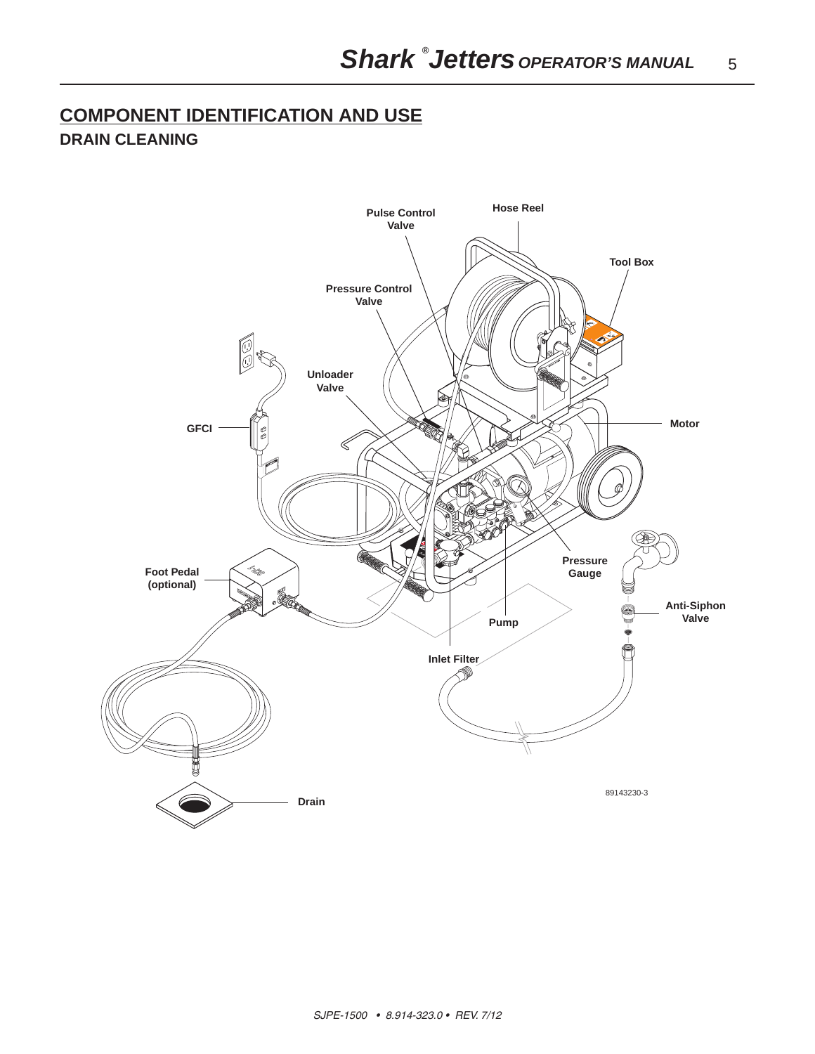## COMPONENT IDENTIFICATION AND USE

### DRAIN CLEANING

Pulse Control Valve

Hose Reel

Tool Box

Pressure Control Valve

Unloader Valve

GFCI

Motor

Pressure Gauge

Foot Pedal (optional)

Anti-Siphon Valve

Pump

Inlet Filter

Drain

89143230-3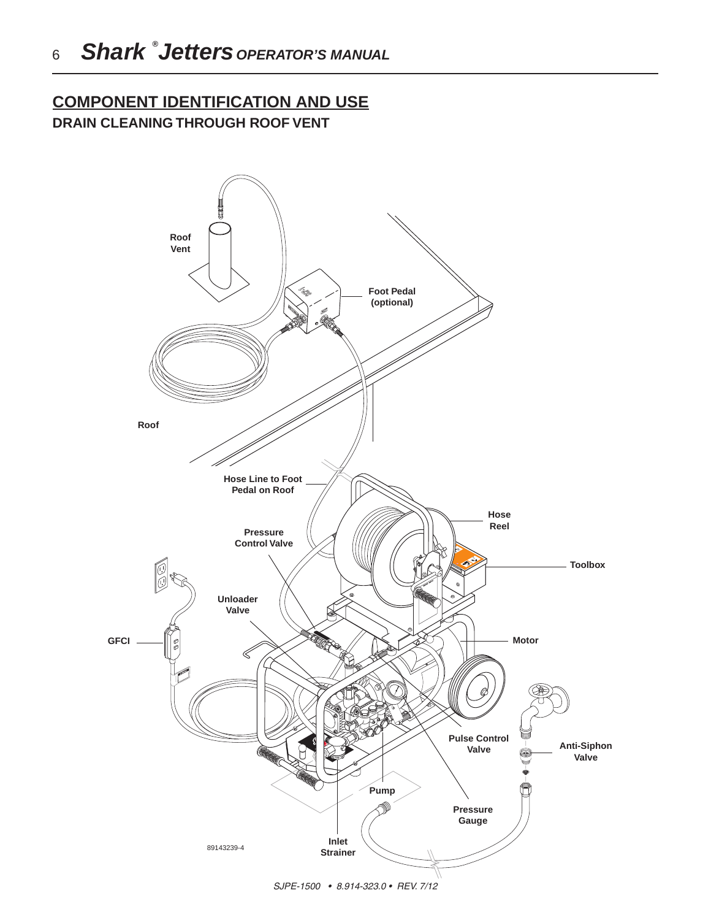## COMPONENT IDENTIFICATION AND USE

### DRAIN CLEANING THROUGH ROOF VENT

Roof Vent

Foot Pedal (optional)

Roof

Hose Line to Foot Pedal on Roof

Hose Reel

Pressure Control Valve

Toolbox

Unloader Valve

GFCI

Motor

Pulse Control Valve

Anti-Siphon Valve

Pump

Pressure Gauge

Inlet Strainer

89143239-4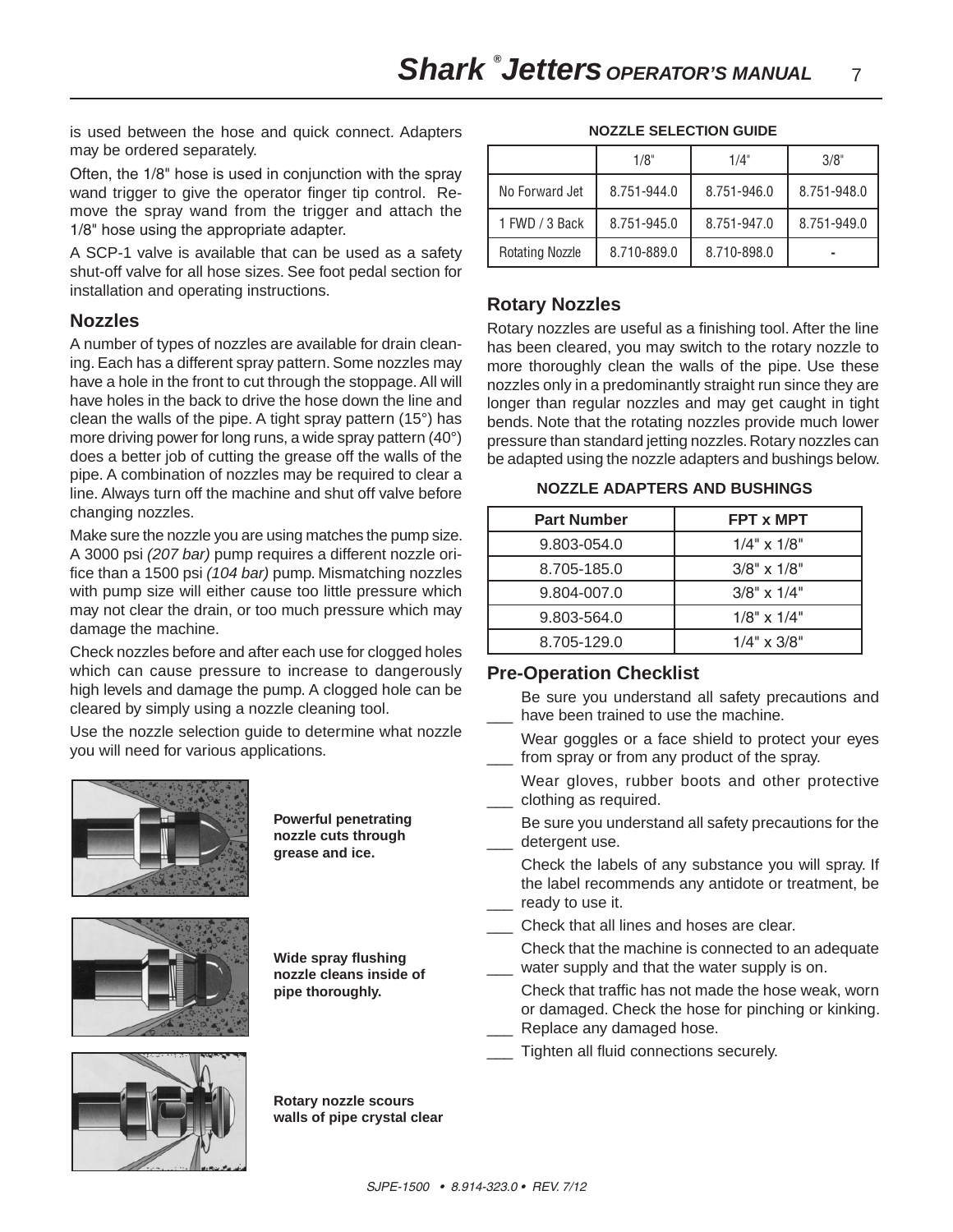is used between the hose and quick connect. Adapters may be ordered separately.

Often, the 1/8" hose is used in conjunction with the spray wand trigger to give the operator finger tip control. Remove the spray wand from the trigger and attach the 1/8" hose using the appropriate adapter.

A SCP-1 valve is available that can be used as a safety shut-off valve for all hose sizes. See foot pedal section for installation and operating instructions.

## Nozzles

A number of types of nozzles are available for drain cleaning. Each has a different spray pattern. Some nozzles may have a hole in the front to cut through the stoppage. All will have holes in the back to drive the hose down the line and clean the walls of the pipe. A tight spray pattern (15°) has more driving power for long runs, a wide spray pattern (40°) does a better job of cutting the grease off the walls of the pipe. A combination of nozzles may be required to clear a line. Always turn off the machine and shut off valve before changing nozzles.

Make sure the nozzle you are using matches the pump size. A 3000 psi *(207 bar)* pump requires a different nozzle orifice than a 1500 psi *(104 bar)* pump. Mismatching nozzles with pump size will either cause too little pressure which may not clear the drain, or too much pressure which may damage the machine.

Check nozzles before and after each use for clogged holes which can cause pressure to increase to dangerously high levels and damage the pump. A clogged hole can be cleared by simply using a nozzle cleaning tool.

Use the nozzle selection guide to determine what nozzle you will need for various applications.

**Powerful penetrating nozzle cuts through grease and ice.**

**Wide spray flushing nozzle cleans inside of pipe thoroughly.**

**Rotary nozzle scours walls of pipe crystal clear**

**NOZZLE SELECTION GUIDE**

| | 1/8" | 1/4" | 3/8" |
|---|---|---|---|
| No Forward Jet | 8.751-944.0 | 8.751-946.0 | 8.751-948.0 |
| 1 FWD / 3 Back | 8.751-945.0 | 8.751-947.0 | 8.751-949.0 |
| Rotating Nozzle | 8.710-889.0 | 8.710-898.0 | - |

## Rotary Nozzles

Rotary nozzles are useful as a finishing tool. After the line has been cleared, you may switch to the rotary nozzle to more thoroughly clean the walls of the pipe. Use these nozzles only in a predominantly straight run since they are longer than regular nozzles and may get caught in tight bends. Note that the rotating nozzles provide much lower pressure than standard jetting nozzles. Rotary nozzles can be adapted using the nozzle adapters and bushings below.

**NOZZLE ADAPTERS AND BUSHINGS**

| Part Number | FPT x MPT |
|---|---|
| 9.803-054.0 | 1/4" x 1/8" |
| 8.705-185.0 | 3/8" x 1/8" |
| 9.804-007.0 | 3/8" x 1/4" |
| 9.803-564.0 | 1/8" x 1/4" |
| 8.705-129.0 | 1/4" x 3/8" |

## Pre-Operation Checklist

___ Be sure you understand all safety precautions and have been trained to use the machine.

___ Wear goggles or a face shield to protect your eyes from spray or from any product of the spray.

___ Wear gloves, rubber boots and other protective clothing as required.

___ Be sure you understand all safety precautions for the detergent use.

___ Check the labels of any substance you will spray. If the label recommends any antidote or treatment, be ready to use it.

___ Check that all lines and hoses are clear.

___ Check that the machine is connected to an adequate water supply and that the water supply is on.

___ Check that traffic has not made the hose weak, worn or damaged. Check the hose for pinching or kinking. Replace any damaged hose.

___ Tighten all fluid connections securely.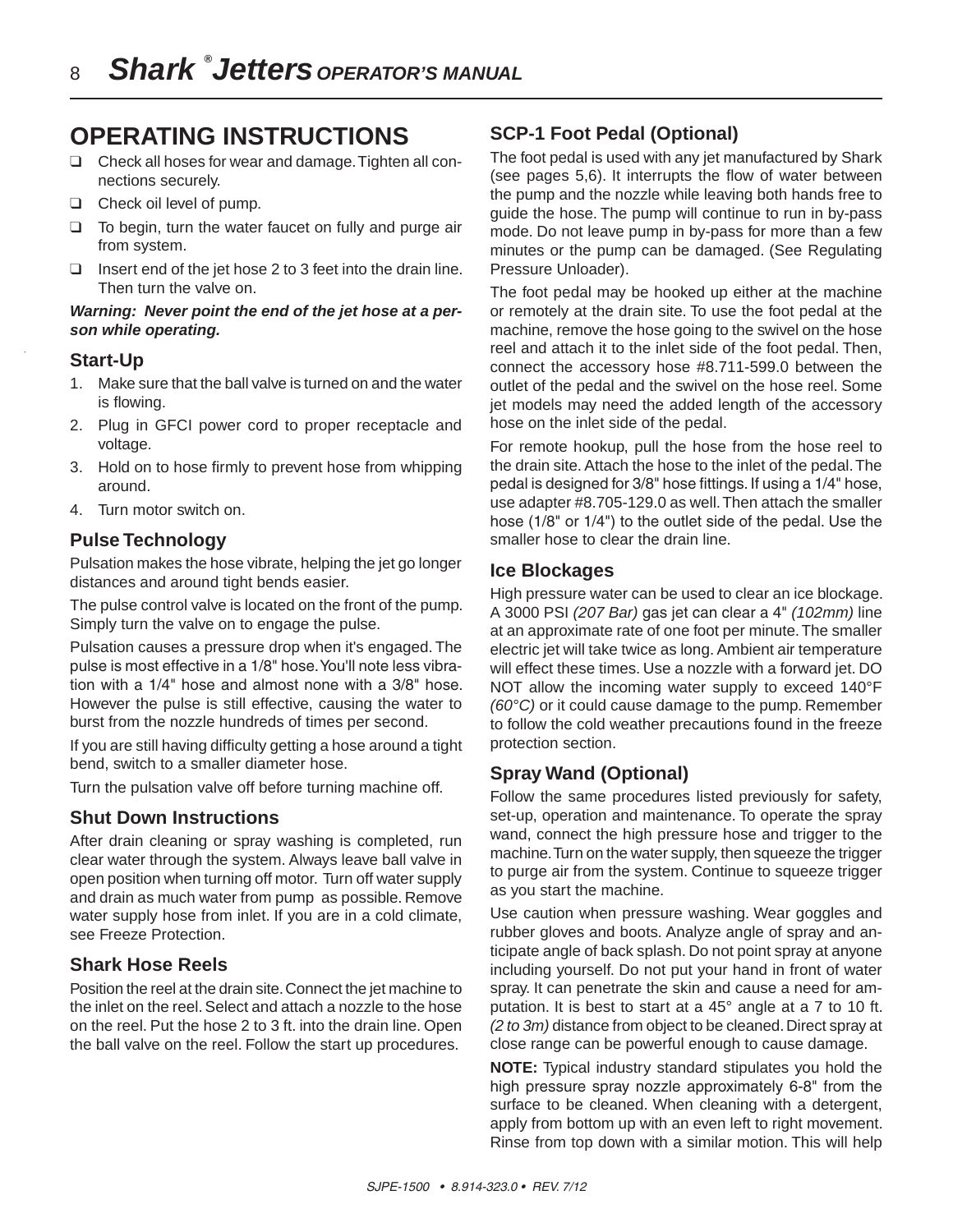# OPERATING INSTRUCTIONS

- ❑ Check all hoses for wear and damage. Tighten all connections securely.
- ❑ Check oil level of pump.
- ❑ To begin, turn the water faucet on fully and purge air from system.
- ❑ Insert end of the jet hose 2 to 3 feet into the drain line. Then turn the valve on.

***Warning: Never point the end of the jet hose at a person while operating.***

## Start-Up

1. Make sure that the ball valve is turned on and the water is flowing.
2. Plug in GFCI power cord to proper receptacle and voltage.
3. Hold on to hose firmly to prevent hose from whipping around.
4. Turn motor switch on.

## Pulse Technology

Pulsation makes the hose vibrate, helping the jet go longer distances and around tight bends easier.

The pulse control valve is located on the front of the pump. Simply turn the valve on to engage the pulse.

Pulsation causes a pressure drop when it's engaged. The pulse is most effective in a 1/8" hose. You'll note less vibration with a 1/4" hose and almost none with a 3/8" hose. However the pulse is still effective, causing the water to burst from the nozzle hundreds of times per second.

If you are still having difficulty getting a hose around a tight bend, switch to a smaller diameter hose.

Turn the pulsation valve off before turning machine off.

## Shut Down Instructions

After drain cleaning or spray washing is completed, run clear water through the system. Always leave ball valve in open position when turning off motor. Turn off water supply and drain as much water from pump as possible. Remove water supply hose from inlet. If you are in a cold climate, see Freeze Protection.

## Shark Hose Reels

Position the reel at the drain site. Connect the jet machine to the inlet on the reel. Select and attach a nozzle to the hose on the reel. Put the hose 2 to 3 ft. into the drain line. Open the ball valve on the reel. Follow the start up procedures.

## SCP-1 Foot Pedal (Optional)

The foot pedal is used with any jet manufactured by Shark (see pages 5,6). It interrupts the flow of water between the pump and the nozzle while leaving both hands free to guide the hose. The pump will continue to run in by-pass mode. Do not leave pump in by-pass for more than a few minutes or the pump can be damaged. (See Regulating Pressure Unloader).

The foot pedal may be hooked up either at the machine or remotely at the drain site. To use the foot pedal at the machine, remove the hose going to the swivel on the hose reel and attach it to the inlet side of the foot pedal. Then, connect the accessory hose #8.711-599.0 between the outlet of the pedal and the swivel on the hose reel. Some jet models may need the added length of the accessory hose on the inlet side of the pedal.

For remote hookup, pull the hose from the hose reel to the drain site. Attach the hose to the inlet of the pedal. The pedal is designed for 3/8" hose fittings. If using a 1/4" hose, use adapter #8.705-129.0 as well. Then attach the smaller hose (1/8" or 1/4") to the outlet side of the pedal. Use the smaller hose to clear the drain line.

## Ice Blockages

High pressure water can be used to clear an ice blockage. A 3000 PSI *(207 Bar)* gas jet can clear a 4" *(102mm)* line at an approximate rate of one foot per minute. The smaller electric jet will take twice as long. Ambient air temperature will effect these times. Use a nozzle with a forward jet. DO NOT allow the incoming water supply to exceed 140°F *(60°C)* or it could cause damage to the pump. Remember to follow the cold weather precautions found in the freeze protection section.

## Spray Wand (Optional)

Follow the same procedures listed previously for safety, set-up, operation and maintenance. To operate the spray wand, connect the high pressure hose and trigger to the machine. Turn on the water supply, then squeeze the trigger to purge air from the system. Continue to squeeze trigger as you start the machine.

Use caution when pressure washing. Wear goggles and rubber gloves and boots. Analyze angle of spray and anticipate angle of back splash. Do not point spray at anyone including yourself. Do not put your hand in front of water spray. It can penetrate the skin and cause a need for amputation. It is best to start at a 45° angle at a 7 to 10 ft. *(2 to 3m)* distance from object to be cleaned. Direct spray at close range can be powerful enough to cause damage.

**NOTE:** Typical industry standard stipulates you hold the high pressure spray nozzle approximately 6-8" from the surface to be cleaned. When cleaning with a detergent, apply from bottom up with an even left to right movement. Rinse from top down with a similar motion. This will help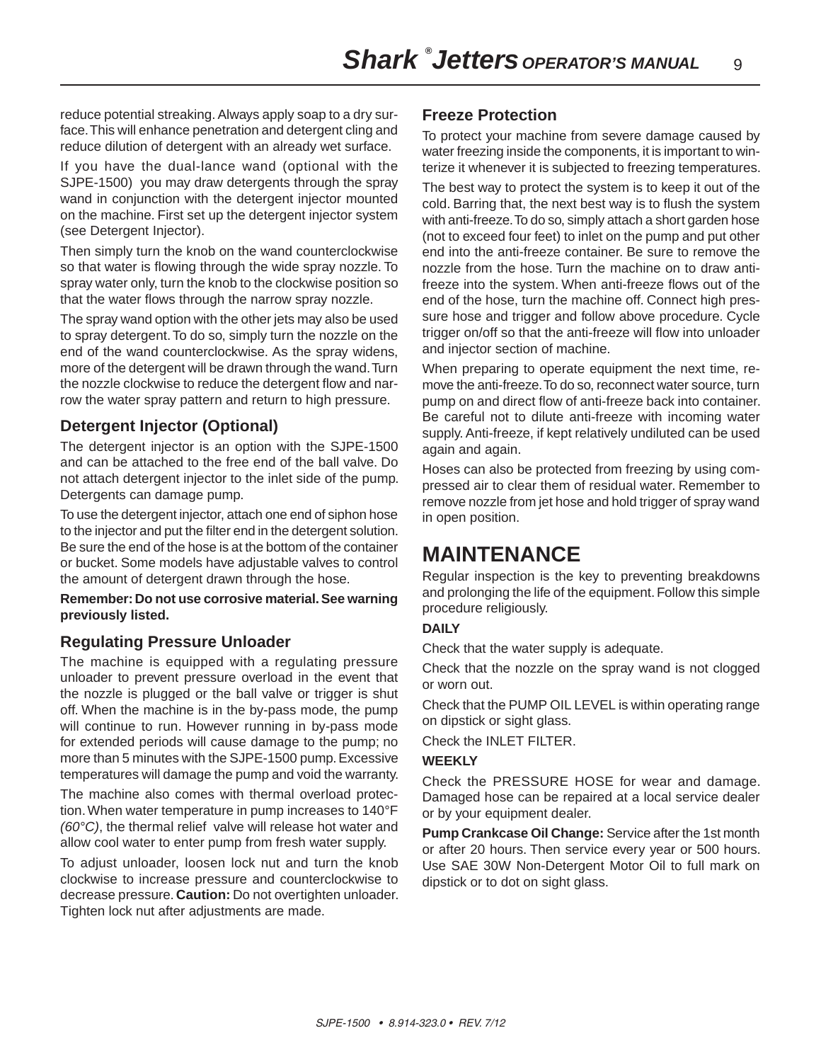reduce potential streaking. Always apply soap to a dry surface. This will enhance penetration and detergent cling and reduce dilution of detergent with an already wet surface.

If you have the dual-lance wand (optional with the SJPE-1500) you may draw detergents through the spray wand in conjunction with the detergent injector mounted on the machine. First set up the detergent injector system (see Detergent Injector).

Then simply turn the knob on the wand counterclockwise so that water is flowing through the wide spray nozzle. To spray water only, turn the knob to the clockwise position so that the water flows through the narrow spray nozzle.

The spray wand option with the other jets may also be used to spray detergent. To do so, simply turn the nozzle on the end of the wand counterclockwise. As the spray widens, more of the detergent will be drawn through the wand. Turn the nozzle clockwise to reduce the detergent flow and narrow the water spray pattern and return to high pressure.

### Detergent Injector (Optional)

The detergent injector is an option with the SJPE-1500 and can be attached to the free end of the ball valve. Do not attach detergent injector to the inlet side of the pump. Detergents can damage pump.

To use the detergent injector, attach one end of siphon hose to the injector and put the filter end in the detergent solution. Be sure the end of the hose is at the bottom of the container or bucket. Some models have adjustable valves to control the amount of detergent drawn through the hose.

**Remember: Do not use corrosive material. See warning previously listed.**

### Regulating Pressure Unloader

The machine is equipped with a regulating pressure unloader to prevent pressure overload in the event that the nozzle is plugged or the ball valve or trigger is shut off. When the machine is in the by-pass mode, the pump will continue to run. However running in by-pass mode for extended periods will cause damage to the pump; no more than 5 minutes with the SJPE-1500 pump. Excessive temperatures will damage the pump and void the warranty.

The machine also comes with thermal overload protection. When water temperature in pump increases to 140°F *(60°C)*, the thermal relief valve will release hot water and allow cool water to enter pump from fresh water supply.

To adjust unloader, loosen lock nut and turn the knob clockwise to increase pressure and counterclockwise to decrease pressure. **Caution:** Do not overtighten unloader. Tighten lock nut after adjustments are made.

### Freeze Protection

To protect your machine from severe damage caused by water freezing inside the components, it is important to winterize it whenever it is subjected to freezing temperatures.

The best way to protect the system is to keep it out of the cold. Barring that, the next best way is to flush the system with anti-freeze. To do so, simply attach a short garden hose (not to exceed four feet) to inlet on the pump and put other end into the anti-freeze container. Be sure to remove the nozzle from the hose. Turn the machine on to draw anti-freeze into the system. When anti-freeze flows out of the end of the hose, turn the machine off. Connect high pressure hose and trigger and follow above procedure. Cycle trigger on/off so that the anti-freeze will flow into unloader and injector section of machine.

When preparing to operate equipment the next time, remove the anti-freeze. To do so, reconnect water source, turn pump on and direct flow of anti-freeze back into container. Be careful not to dilute anti-freeze with incoming water supply. Anti-freeze, if kept relatively undiluted can be used again and again.

Hoses can also be protected from freezing by using compressed air to clear them of residual water. Remember to remove nozzle from jet hose and hold trigger of spray wand in open position.

## MAINTENANCE

Regular inspection is the key to preventing breakdowns and prolonging the life of the equipment. Follow this simple procedure religiously.

**DAILY**

Check that the water supply is adequate.

Check that the nozzle on the spray wand is not clogged or worn out.

Check that the PUMP OIL LEVEL is within operating range on dipstick or sight glass.

Check the INLET FILTER.

**WEEKLY**

Check the PRESSURE HOSE for wear and damage. Damaged hose can be repaired at a local service dealer or by your equipment dealer.

**Pump Crankcase Oil Change:** Service after the 1st month or after 20 hours. Then service every year or 500 hours. Use SAE 30W Non-Detergent Motor Oil to full mark on dipstick or to dot on sight glass.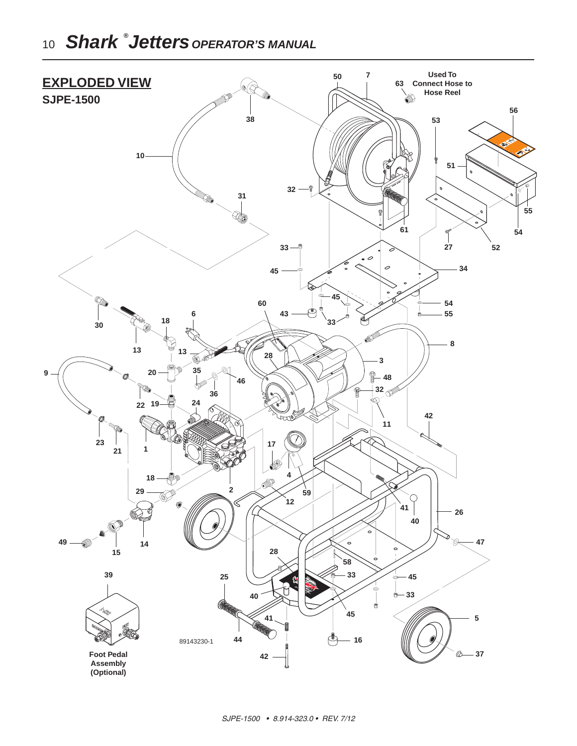## EXPLODED VIEW

### SJPE-1500

Used To Connect Hose to Hose Reel

Foot Pedal Assembly (Optional)

89143230-1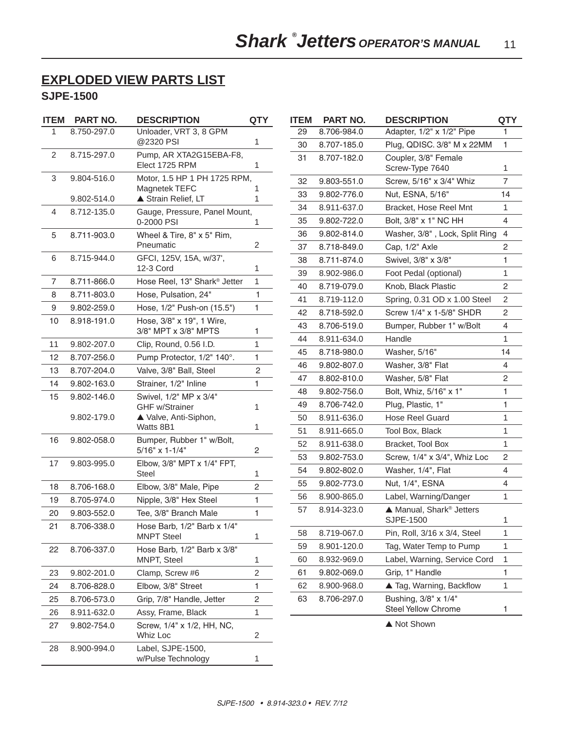## EXPLODED VIEW PARTS LIST

### SJPE-1500

| ITEM | PART NO. | DESCRIPTION | QTY |
|---|---|---|---|
| 1 | 8.750-297.0 | Unloader, VRT 3, 8 GPM @2320 PSI | 1 |
| 2 | 8.715-297.0 | Pump, AR XTA2G15EBA-F8, Elect 1725 RPM | 1 |
| 3 | 9.804-516.0 | Motor, 1.5 HP 1 PH 1725 RPM, Magnetek TEFC | 1 |
| | 9.802-514.0 | ▲ Strain Relief, LT | 1 |
| 4 | 8.712-135.0 | Gauge, Pressure, Panel Mount, 0-2000 PSI | 1 |
| 5 | 8.711-903.0 | Wheel & Tire, 8" x 5" Rim, Pneumatic | 2 |
| 6 | 8.715-944.0 | GFCI, 125V, 15A, w/37', 12-3 Cord | 1 |
| 7 | 8.711-866.0 | Hose Reel, 13" Shark® Jetter | 1 |
| 8 | 8.711-803.0 | Hose, Pulsation, 24" | 1 |
| 9 | 9.802-259.0 | Hose, 1/2" Push-on (15.5") | 1 |
| 10 | 8.918-191.0 | Hose, 3/8" x 19", 1 Wire, 3/8" MPT x 3/8" MPTS | 1 |
| 11 | 9.802-207.0 | Clip, Round, 0.56 I.D. | 1 |
| 12 | 8.707-256.0 | Pump Protector, 1/2" 140°. | 1 |
| 13 | 8.707-204.0 | Valve, 3/8" Ball, Steel | 2 |
| 14 | 9.802-163.0 | Strainer, 1/2" Inline | 1 |
| 15 | 9.802-146.0 | Swivel, 1/2" MP x 3/4" GHF w/Strainer | 1 |
| | 9.802-179.0 | ▲ Valve, Anti-Siphon, Watts 8B1 | 1 |
| 16 | 9.802-058.0 | Bumper, Rubber 1" w/Bolt, 5/16" x 1-1/4" | 2 |
| 17 | 9.803-995.0 | Elbow, 3/8" MPT x 1/4" FPT, Steel | 1 |
| 18 | 8.706-168.0 | Elbow, 3/8" Male, Pipe | 2 |
| 19 | 8.705-974.0 | Nipple, 3/8" Hex Steel | 1 |
| 20 | 9.803-552.0 | Tee, 3/8" Branch Male | 1 |
| 21 | 8.706-338.0 | Hose Barb, 1/2" Barb x 1/4" MNPT Steel | 1 |
| 22 | 8.706-337.0 | Hose Barb, 1/2" Barb x 3/8" MNPT, Steel | 1 |
| 23 | 9.802-201.0 | Clamp, Screw #6 | 2 |
| 24 | 8.706-828.0 | Elbow, 3/8" Street | 1 |
| 25 | 8.706-573.0 | Grip, 7/8" Handle, Jetter | 2 |
| 26 | 8.911-632.0 | Assy, Frame, Black | 1 |
| 27 | 9.802-754.0 | Screw, 1/4" x 1/2, HH, NC, Whiz Loc | 2 |
| 28 | 8.900-994.0 | Label, SJPE-1500, w/Pulse Technology | 1 |
| 29 | 8.706-984.0 | Adapter, 1/2" x 1/2" Pipe | 1 |
| 30 | 8.707-185.0 | Plug, QDISC. 3/8" M x 22MM | 1 |
| 31 | 8.707-182.0 | Coupler, 3/8" Female Screw-Type 7640 | 1 |
| 32 | 9.803-551.0 | Screw, 5/16" x 3/4" Whiz | 7 |
| 33 | 9.802-776.0 | Nut, ESNA, 5/16" | 14 |
| 34 | 8.911-637.0 | Bracket, Hose Reel Mnt | 1 |
| 35 | 9.802-722.0 | Bolt, 3/8" x 1" NC HH | 4 |
| 36 | 9.802-814.0 | Washer, 3/8" , Lock, Split Ring | 4 |
| 37 | 8.718-849.0 | Cap, 1/2" Axle | 2 |
| 38 | 8.711-874.0 | Swivel, 3/8" x 3/8" | 1 |
| 39 | 8.902-986.0 | Foot Pedal (optional) | 1 |
| 40 | 8.719-079.0 | Knob, Black Plastic | 2 |
| 41 | 8.719-112.0 | Spring, 0.31 OD x 1.00 Steel | 2 |
| 42 | 8.718-592.0 | Screw 1/4" x 1-5/8" SHDR | 2 |
| 43 | 8.706-519.0 | Bumper, Rubber 1" w/Bolt | 4 |
| 44 | 8.911-634.0 | Handle | 1 |
| 45 | 8.718-980.0 | Washer, 5/16" | 14 |
| 46 | 9.802-807.0 | Washer, 3/8" Flat | 4 |
| 47 | 8.802-810.0 | Washer, 5/8" Flat | 2 |
| 48 | 9.802-756.0 | Bolt, Whiz, 5/16" x 1" | 1 |
| 49 | 8.706-742.0 | Plug, Plastic, 1" | 1 |
| 50 | 8.911-636.0 | Hose Reel Guard | 1 |
| 51 | 8.911-665.0 | Tool Box, Black | 1 |
| 52 | 8.911-638.0 | Bracket, Tool Box | 1 |
| 53 | 9.802-753.0 | Screw, 1/4" x 3/4", Whiz Loc | 2 |
| 54 | 9.802-802.0 | Washer, 1/4", Flat | 4 |
| 55 | 9.802-773.0 | Nut, 1/4", ESNA | 4 |
| 56 | 8.900-865.0 | Label, Warning/Danger | 1 |
| 57 | 8.914-323.0 | ▲ Manual, Shark® Jetters SJPE-1500 | 1 |
| 58 | 8.719-067.0 | Pin, Roll, 3/16 x 3/4, Steel | 1 |
| 59 | 8.901-120.0 | Tag, Water Temp to Pump | 1 |
| 60 | 8.932-969.0 | Label, Warning, Service Cord | 1 |
| 61 | 9.802-069.0 | Grip, 1" Handle | 1 |
| 62 | 8.900-968.0 | ▲ Tag, Warning, Backflow | 1 |
| 63 | 8.706-297.0 | Bushing, 3/8" x 1/4" Steel Yellow Chrome | 1 |

▲ Not Shown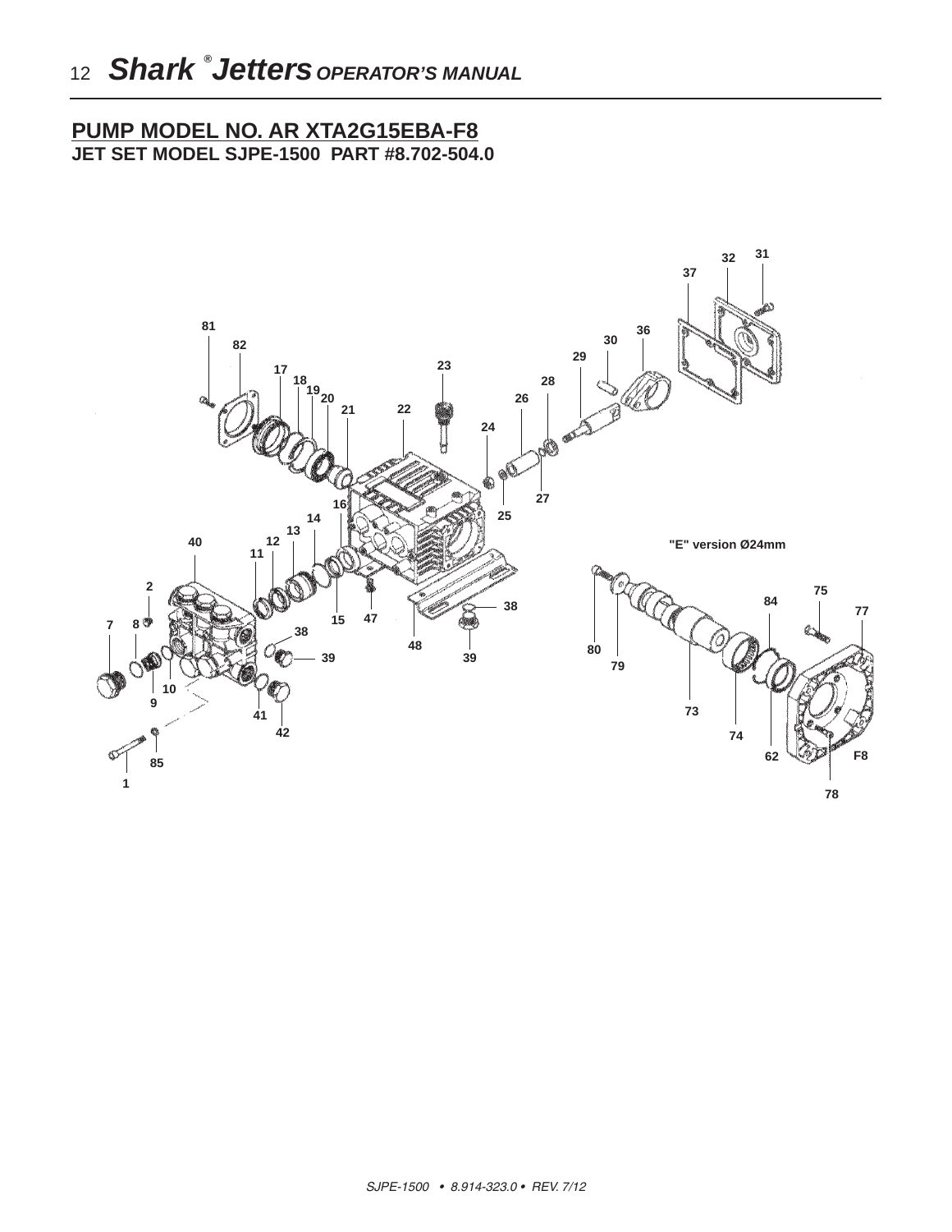## PUMP MODEL NO. AR XTA2G15EBA-F8

**JET SET MODEL SJPE-1500 PART #8.702-504.0**

"E" version Ø24mm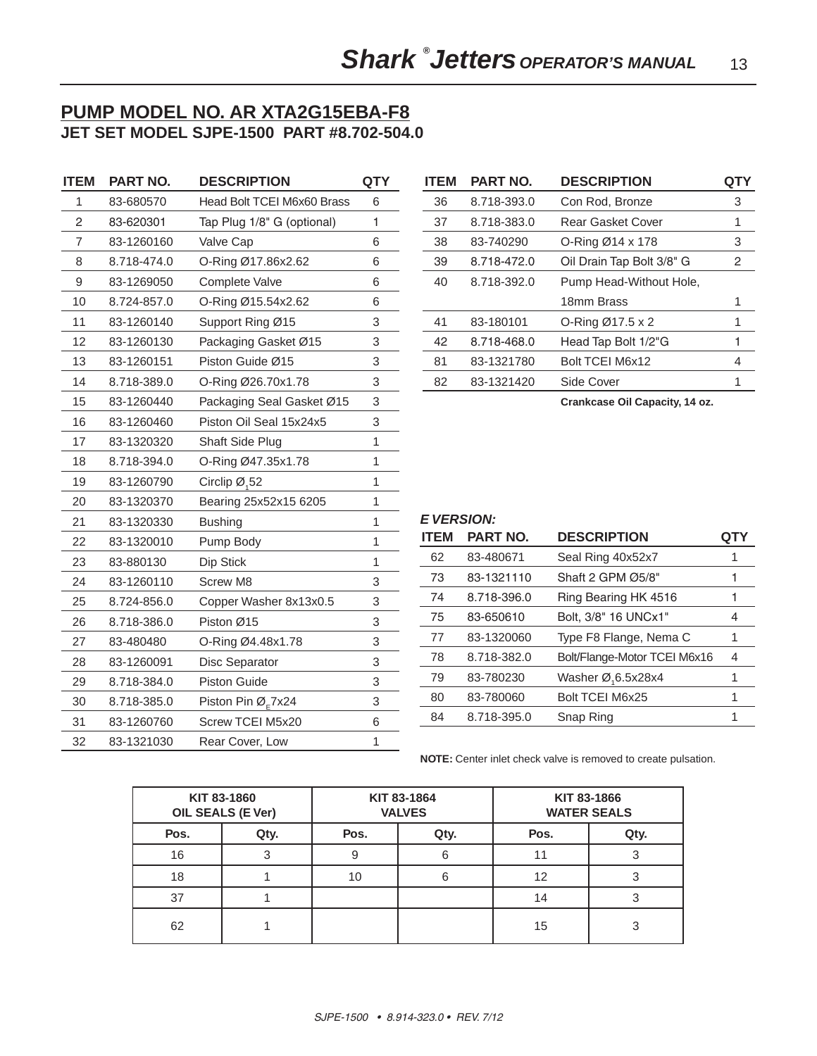## PUMP MODEL NO. AR XTA2G15EBA-F8

**JET SET MODEL SJPE-1500 PART #8.702-504.0**

| ITEM | PART NO. | DESCRIPTION | QTY |
|---|---|---|---|
| 1 | 83-680570 | Head Bolt TCEI M6x60 Brass | 6 |
| 2 | 83-620301 | Tap Plug 1/8" G (optional) | 1 |
| 7 | 83-1260160 | Valve Cap | 6 |
| 8 | 8.718-474.0 | O-Ring Ø17.86x2.62 | 6 |
| 9 | 83-1269050 | Complete Valve | 6 |
| 10 | 8.724-857.0 | O-Ring Ø15.54x2.62 | 6 |
| 11 | 83-1260140 | Support Ring Ø15 | 3 |
| 12 | 83-1260130 | Packaging Gasket Ø15 | 3 |
| 13 | 83-1260151 | Piston Guide Ø15 | 3 |
| 14 | 8.718-389.0 | O-Ring Ø26.70x1.78 | 3 |
| 15 | 83-1260440 | Packaging Seal Gasket Ø15 | 3 |
| 16 | 83-1260460 | Piston Oil Seal 15x24x5 | 3 |
| 17 | 83-1320320 | Shaft Side Plug | 1 |
| 18 | 8.718-394.0 | O-Ring Ø47.35x1.78 | 1 |
| 19 | 83-1260790 | Circlip $Ø_I$52 | 1 |
| 20 | 83-1320370 | Bearing 25x52x15 6205 | 1 |
| 21 | 83-1320330 | Bushing | 1 |
| 22 | 83-1320010 | Pump Body | 1 |
| 23 | 83-880130 | Dip Stick | 1 |
| 24 | 83-1260110 | Screw M8 | 3 |
| 25 | 8.724-856.0 | Copper Washer 8x13x0.5 | 3 |
| 26 | 8.718-386.0 | Piston Ø15 | 3 |
| 27 | 83-480480 | O-Ring Ø4.48x1.78 | 3 |
| 28 | 83-1260091 | Disc Separator | 3 |
| 29 | 8.718-384.0 | Piston Guide | 3 |
| 30 | 8.718-385.0 | Piston Pin $Ø_E$7x24 | 3 |
| 31 | 83-1260760 | Screw TCEI M5x20 | 6 |
| 32 | 83-1321030 | Rear Cover, Low | 1 |
| 36 | 8.718-393.0 | Con Rod, Bronze | 3 |
| 37 | 8.718-383.0 | Rear Gasket Cover | 1 |
| 38 | 83-740290 | O-Ring Ø14 x 178 | 3 |
| 39 | 8.718-472.0 | Oil Drain Tap Bolt 3/8" G | 2 |
| 40 | 8.718-392.0 | Pump Head-Without Hole, 18mm Brass | 1 |
| 41 | 83-180101 | O-Ring Ø17.5 x 2 | 1 |
| 42 | 8.718-468.0 | Head Tap Bolt 1/2"G | 1 |
| 81 | 83-1321780 | Bolt TCEI M6x12 | 4 |
| 82 | 83-1321420 | Side Cover | 1 |

**Crankcase Oil Capacity, 14 oz.**

***E VERSION:***

| ITEM | PART NO. | DESCRIPTION | QTY |
|---|---|---|---|
| 62 | 83-480671 | Seal Ring 40x52x7 | 1 |
| 73 | 83-1321110 | Shaft 2 GPM Ø5/8" | 1 |
| 74 | 8.718-396.0 | Ring Bearing HK 4516 | 1 |
| 75 | 83-650610 | Bolt, 3/8" 16 UNCx1" | 4 |
| 77 | 83-1320060 | Type F8 Flange, Nema C | 1 |
| 78 | 8.718-382.0 | Bolt/Flange-Motor TCEI M6x16 | 4 |
| 79 | 83-780230 | Washer $Ø_I$6.5x28x4 | 1 |
| 80 | 83-780060 | Bolt TCEI M6x25 | 1 |
| 84 | 8.718-395.0 | Snap Ring | 1 |

**NOTE:** Center inlet check valve is removed to create pulsation.

| KIT 83-1860 OIL SEALS (E Ver) | | KIT 83-1864 VALVES | | KIT 83-1866 WATER SEALS | |
|---|---|---|---|---|---|
| Pos. | Qty. | Pos. | Qty. | Pos. | Qty. |
| 16 | 3 | 9 | 6 | 11 | 3 |
| 18 | 1 | 10 | 6 | 12 | 3 |
| 37 | 1 | | | 14 | 3 |
| 62 | 1 | | | 15 | 3 |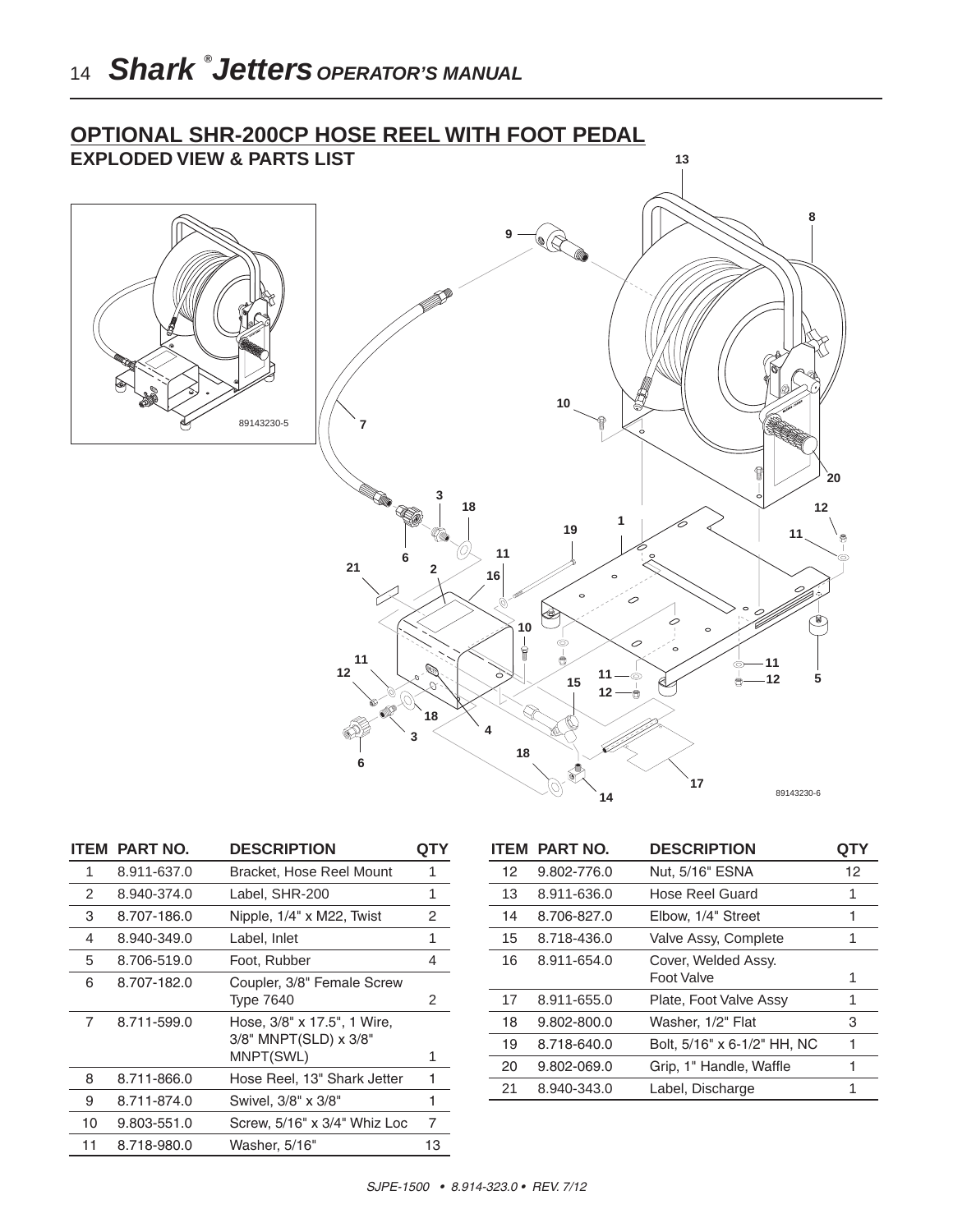## OPTIONAL SHR-200CP HOSE REEL WITH FOOT PEDAL

### EXPLODED VIEW & PARTS LIST

| ITEM | PART NO. | DESCRIPTION | QTY |
|---|---|---|---|
| 1 | 8.911-637.0 | Bracket, Hose Reel Mount | 1 |
| 2 | 8.940-374.0 | Label, SHR-200 | 1 |
| 3 | 8.707-186.0 | Nipple, 1/4" x M22, Twist | 2 |
| 4 | 8.940-349.0 | Label, Inlet | 1 |
| 5 | 8.706-519.0 | Foot, Rubber | 4 |
| 6 | 8.707-182.0 | Coupler, 3/8" Female Screw Type 7640 | 2 |
| 7 | 8.711-599.0 | Hose, 3/8" x 17.5", 1 Wire, 3/8" MNPT(SLD) x 3/8" MNPT(SWL) | 1 |
| 8 | 8.711-866.0 | Hose Reel, 13" Shark Jetter | 1 |
| 9 | 8.711-874.0 | Swivel, 3/8" x 3/8" | 1 |
| 10 | 9.803-551.0 | Screw, 5/16" x 3/4" Whiz Loc | 7 |
| 11 | 8.718-980.0 | Washer, 5/16" | 13 |
| 12 | 9.802-776.0 | Nut, 5/16" ESNA | 12 |
| 13 | 8.911-636.0 | Hose Reel Guard | 1 |
| 14 | 8.706-827.0 | Elbow, 1/4" Street | 1 |
| 15 | 8.718-436.0 | Valve Assy, Complete | 1 |
| 16 | 8.911-654.0 | Cover, Welded Assy. Foot Valve | 1 |
| 17 | 8.911-655.0 | Plate, Foot Valve Assy | 1 |
| 18 | 9.802-800.0 | Washer, 1/2" Flat | 3 |
| 19 | 8.718-640.0 | Bolt, 5/16" x 6-1/2" HH, NC | 1 |
| 20 | 9.802-069.0 | Grip, 1" Handle, Waffle | 1 |
| 21 | 8.940-343.0 | Label, Discharge | 1 |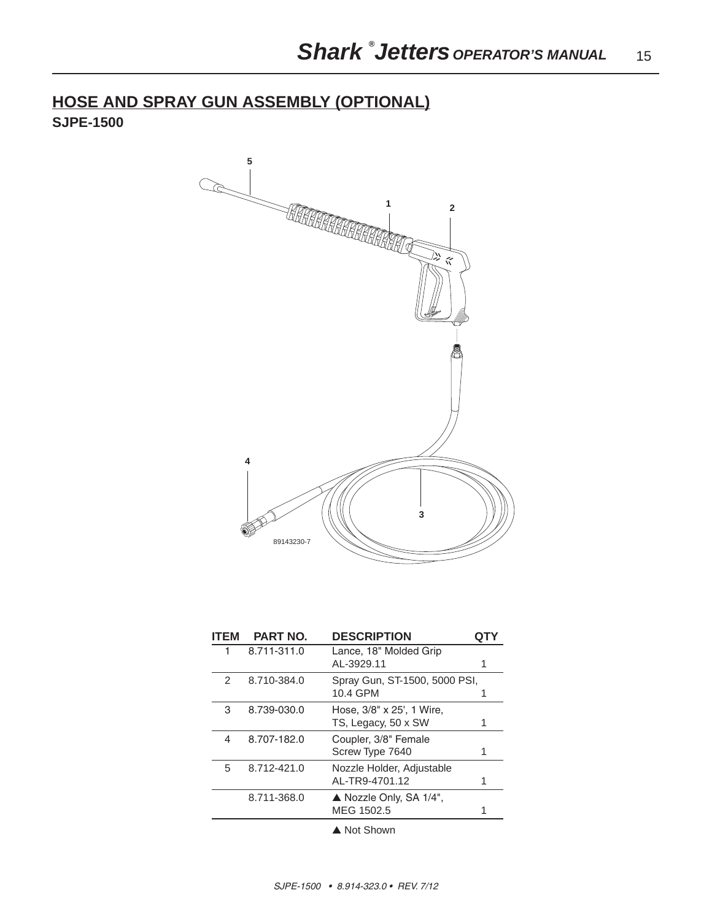## HOSE AND SPRAY GUN ASSEMBLY (OPTIONAL)

**SJPE-1500**

| ITEM | PART NO. | DESCRIPTION | QTY |
| --- | --- | --- | --- |
| 1 | 8.711-311.0 | Lance, 18" Molded Grip AL-3929.11 | 1 |
| 2 | 8.710-384.0 | Spray Gun, ST-1500, 5000 PSI, 10.4 GPM | 1 |
| 3 | 8.739-030.0 | Hose, 3/8" x 25', 1 Wire, TS, Legacy, 50 x SW | 1 |
| 4 | 8.707-182.0 | Coupler, 3/8" Female Screw Type 7640 | 1 |
| 5 | 8.712-421.0 | Nozzle Holder, Adjustable AL-TR9-4701.12 | 1 |
| | 8.711-368.0 | ▲ Nozzle Only, SA 1/4", MEG 1502.5 | 1 |

▲ Not Shown

SJPE-1500 • 8.914-323.0 • REV. 7/12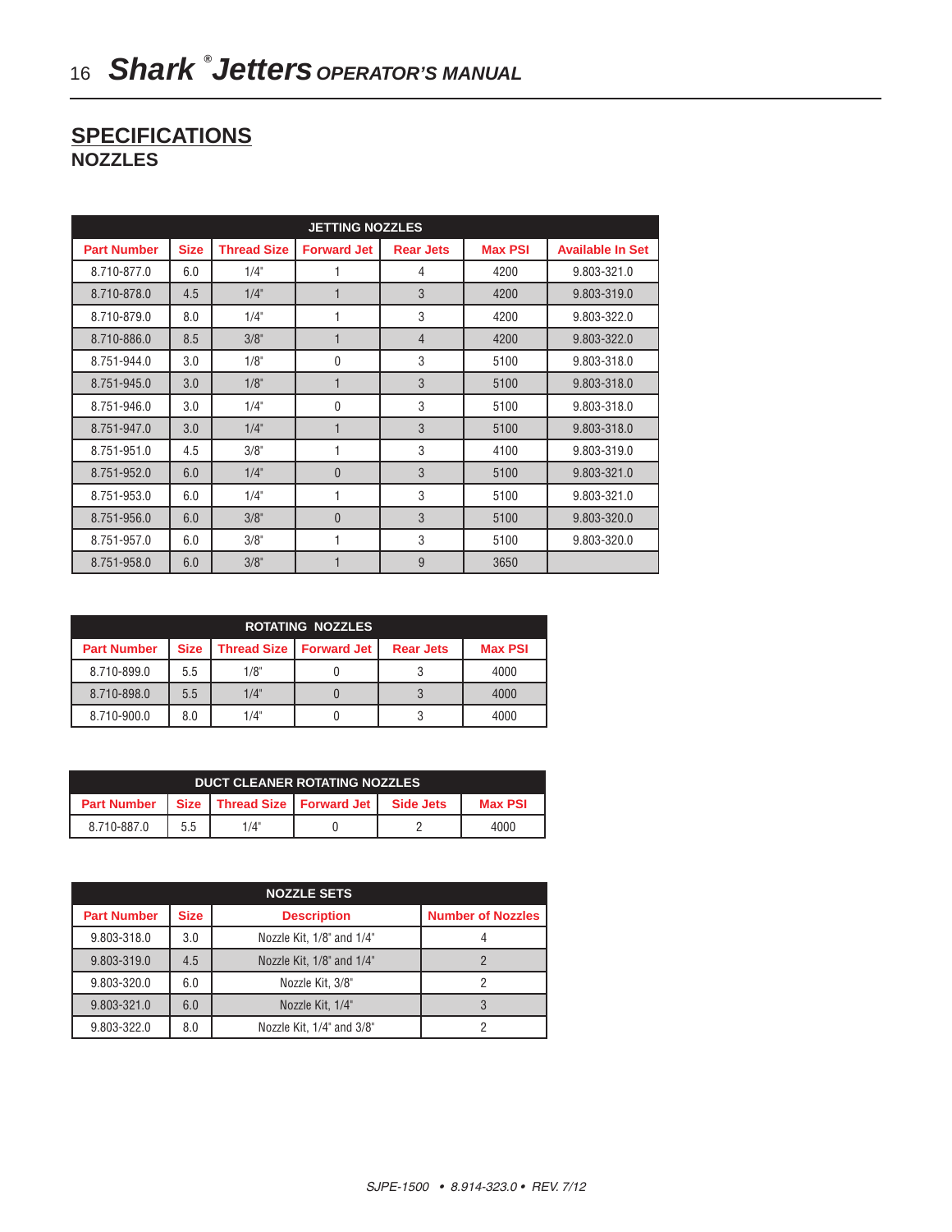## SPECIFICATIONS

### NOZZLES

| JETTING NOZZLES | | | | | | |
|---|---|---|---|---|---|---|
| **Part Number** | **Size** | **Thread Size** | **Forward Jet** | **Rear Jets** | **Max PSI** | **Available In Set** |
| 8.710-877.0 | 6.0 | 1/4" | 1 | 4 | 4200 | 9.803-321.0 |
| 8.710-878.0 | 4.5 | 1/4" | 1 | 3 | 4200 | 9.803-319.0 |
| 8.710-879.0 | 8.0 | 1/4" | 1 | 3 | 4200 | 9.803-322.0 |
| 8.710-886.0 | 8.5 | 3/8" | 1 | 4 | 4200 | 9.803-322.0 |
| 8.751-944.0 | 3.0 | 1/8" | 0 | 3 | 5100 | 9.803-318.0 |
| 8.751-945.0 | 3.0 | 1/8" | 1 | 3 | 5100 | 9.803-318.0 |
| 8.751-946.0 | 3.0 | 1/4" | 0 | 3 | 5100 | 9.803-318.0 |
| 8.751-947.0 | 3.0 | 1/4" | 1 | 3 | 5100 | 9.803-318.0 |
| 8.751-951.0 | 4.5 | 3/8" | 1 | 3 | 4100 | 9.803-319.0 |
| 8.751-952.0 | 6.0 | 1/4" | 0 | 3 | 5100 | 9.803-321.0 |
| 8.751-953.0 | 6.0 | 1/4" | 1 | 3 | 5100 | 9.803-321.0 |
| 8.751-956.0 | 6.0 | 3/8" | 0 | 3 | 5100 | 9.803-320.0 |
| 8.751-957.0 | 6.0 | 3/8" | 1 | 3 | 5100 | 9.803-320.0 |
| 8.751-958.0 | 6.0 | 3/8" | 1 | 9 | 3650 | |

| ROTATING NOZZLES | | | | | |
|---|---|---|---|---|---|
| **Part Number** | **Size** | **Thread Size** | **Forward Jet** | **Rear Jets** | **Max PSI** |
| 8.710-899.0 | 5.5 | 1/8" | 0 | 3 | 4000 |
| 8.710-898.0 | 5.5 | 1/4" | 0 | 3 | 4000 |
| 8.710-900.0 | 8.0 | 1/4" | 0 | 3 | 4000 |

| DUCT CLEANER ROTATING NOZZLES | | | | | |
|---|---|---|---|---|---|
| **Part Number** | **Size** | **Thread Size** | **Forward Jet** | **Side Jets** | **Max PSI** |
| 8.710-887.0 | 5.5 | 1/4" | 0 | 2 | 4000 |

| NOZZLE SETS | | | |
|---|---|---|---|
| **Part Number** | **Size** | **Description** | **Number of Nozzles** |
| 9.803-318.0 | 3.0 | Nozzle Kit, 1/8" and 1/4" | 4 |
| 9.803-319.0 | 4.5 | Nozzle Kit, 1/8" and 1/4" | 2 |
| 9.803-320.0 | 6.0 | Nozzle Kit, 3/8" | 2 |
| 9.803-321.0 | 6.0 | Nozzle Kit, 1/4" | 3 |
| 9.803-322.0 | 8.0 | Nozzle Kit, 1/4" and 3/8" | 2 |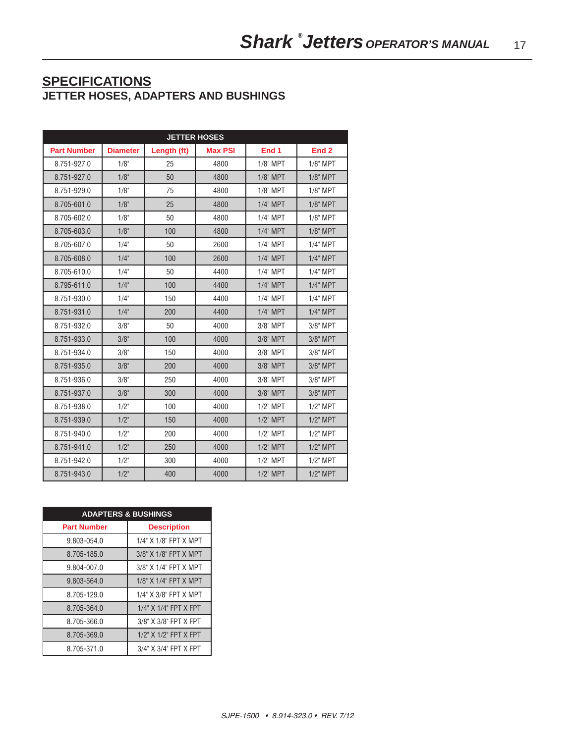## SPECIFICATIONS

### JETTER HOSES, ADAPTERS AND BUSHINGS

| JETTER HOSES | | | | | |
|---|---|---|---|---|---|
| **Part Number** | **Diameter** | **Length (ft)** | **Max PSI** | **End 1** | **End 2** |
| 8.751-927.0 | 1/8" | 25 | 4800 | 1/8" MPT | 1/8" MPT |
| 8.751-927.0 | 1/8" | 50 | 4800 | 1/8" MPT | 1/8" MPT |
| 8.751-929.0 | 1/8" | 75 | 4800 | 1/8" MPT | 1/8" MPT |
| 8.705-601.0 | 1/8" | 25 | 4800 | 1/4" MPT | 1/8" MPT |
| 8.705-602.0 | 1/8" | 50 | 4800 | 1/4" MPT | 1/8" MPT |
| 8.705-603.0 | 1/8" | 100 | 4800 | 1/4" MPT | 1/8" MPT |
| 8.705-607.0 | 1/4" | 50 | 2600 | 1/4" MPT | 1/4" MPT |
| 8.705-608.0 | 1/4" | 100 | 2600 | 1/4" MPT | 1/4" MPT |
| 8.705-610.0 | 1/4" | 50 | 4400 | 1/4" MPT | 1/4" MPT |
| 8.795-611.0 | 1/4" | 100 | 4400 | 1/4" MPT | 1/4" MPT |
| 8.751-930.0 | 1/4" | 150 | 4400 | 1/4" MPT | 1/4" MPT |
| 8.751-931.0 | 1/4" | 200 | 4400 | 1/4" MPT | 1/4" MPT |
| 8.751-932.0 | 3/8" | 50 | 4000 | 3/8" MPT | 3/8" MPT |
| 8.751-933.0 | 3/8" | 100 | 4000 | 3/8" MPT | 3/8" MPT |
| 8.751-934.0 | 3/8" | 150 | 4000 | 3/8" MPT | 3/8" MPT |
| 8.751-935.0 | 3/8" | 200 | 4000 | 3/8" MPT | 3/8" MPT |
| 8.751-936.0 | 3/8" | 250 | 4000 | 3/8" MPT | 3/8" MPT |
| 8.751-937.0 | 3/8" | 300 | 4000 | 3/8" MPT | 3/8" MPT |
| 8.751-938.0 | 1/2" | 100 | 4000 | 1/2" MPT | 1/2" MPT |
| 8.751-939.0 | 1/2" | 150 | 4000 | 1/2" MPT | 1/2" MPT |
| 8.751-940.0 | 1/2" | 200 | 4000 | 1/2" MPT | 1/2" MPT |
| 8.751-941.0 | 1/2" | 250 | 4000 | 1/2" MPT | 1/2" MPT |
| 8.751-942.0 | 1/2" | 300 | 4000 | 1/2" MPT | 1/2" MPT |
| 8.751-943.0 | 1/2" | 400 | 4000 | 1/2" MPT | 1/2" MPT |

| ADAPTERS & BUSHINGS | |
|---|---|
| **Part Number** | **Description** |
| 9.803-054.0 | 1/4" X 1/8" FPT X MPT |
| 8.705-185.0 | 3/8" X 1/8" FPT X MPT |
| 9.804-007.0 | 3/8" X 1/4" FPT X MPT |
| 9.803-564.0 | 1/8" X 1/4" FPT X MPT |
| 8.705-129.0 | 1/4" X 3/8" FPT X MPT |
| 8.705-364.0 | 1/4" X 1/4" FPT X FPT |
| 8.705-366.0 | 3/8" X 3/8" FPT X FPT |
| 8.705-369.0 | 1/2" X 1/2" FPT X FPT |
| 8.705-371.0 | 3/4" X 3/4" FPT X FPT |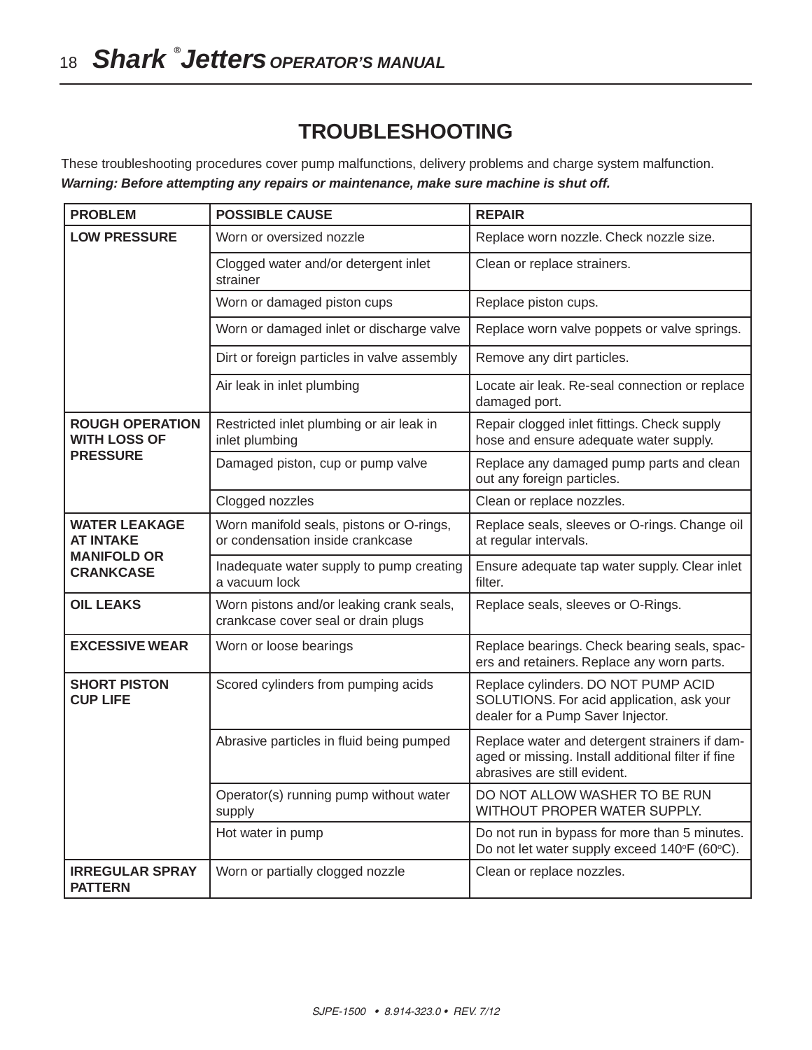# TROUBLESHOOTING

These troubleshooting procedures cover pump malfunctions, delivery problems and charge system malfunction.
***Warning: Before attempting any repairs or maintenance, make sure machine is shut off.***

| PROBLEM | POSSIBLE CAUSE | REPAIR |
|---|---|---|
| **LOW PRESSURE** | Worn or oversized nozzle | Replace worn nozzle. Check nozzle size. |
| | Clogged water and/or detergent inlet strainer | Clean or replace strainers. |
| | Worn or damaged piston cups | Replace piston cups. |
| | Worn or damaged inlet or discharge valve | Replace worn valve poppets or valve springs. |
| | Dirt or foreign particles in valve assembly | Remove any dirt particles. |
| | Air leak in inlet plumbing | Locate air leak. Re-seal connection or replace damaged port. |
| **ROUGH OPERATION WITH LOSS OF PRESSURE** | Restricted inlet plumbing or air leak in inlet plumbing | Repair clogged inlet fittings. Check supply hose and ensure adequate water supply. |
| | Damaged piston, cup or pump valve | Replace any damaged pump parts and clean out any foreign particles. |
| | Clogged nozzles | Clean or replace nozzles. |
| **WATER LEAKAGE AT INTAKE MANIFOLD OR CRANKCASE** | Worn manifold seals, pistons or O-rings, or condensation inside crankcase | Replace seals, sleeves or O-rings. Change oil at regular intervals. |
| | Inadequate water supply to pump creating a vacuum lock | Ensure adequate tap water supply. Clear inlet filter. |
| **OIL LEAKS** | Worn pistons and/or leaking crank seals, crankcase cover seal or drain plugs | Replace seals, sleeves or O-Rings. |
| **EXCESSIVE WEAR** | Worn or loose bearings | Replace bearings. Check bearing seals, spacers and retainers. Replace any worn parts. |
| **SHORT PISTON CUP LIFE** | Scored cylinders from pumping acids | Replace cylinders. DO NOT PUMP ACID SOLUTIONS. For acid application, ask your dealer for a Pump Saver Injector. |
| | Abrasive particles in fluid being pumped | Replace water and detergent strainers if damaged or missing. Install additional filter if fine abrasives are still evident. |
| | Operator(s) running pump without water supply | DO NOT ALLOW WASHER TO BE RUN WITHOUT PROPER WATER SUPPLY. |
| | Hot water in pump | Do not run in bypass for more than 5 minutes. Do not let water supply exceed 140°F (60°C). |
| **IRREGULAR SPRAY PATTERN** | Worn or partially clogged nozzle | Clean or replace nozzles. |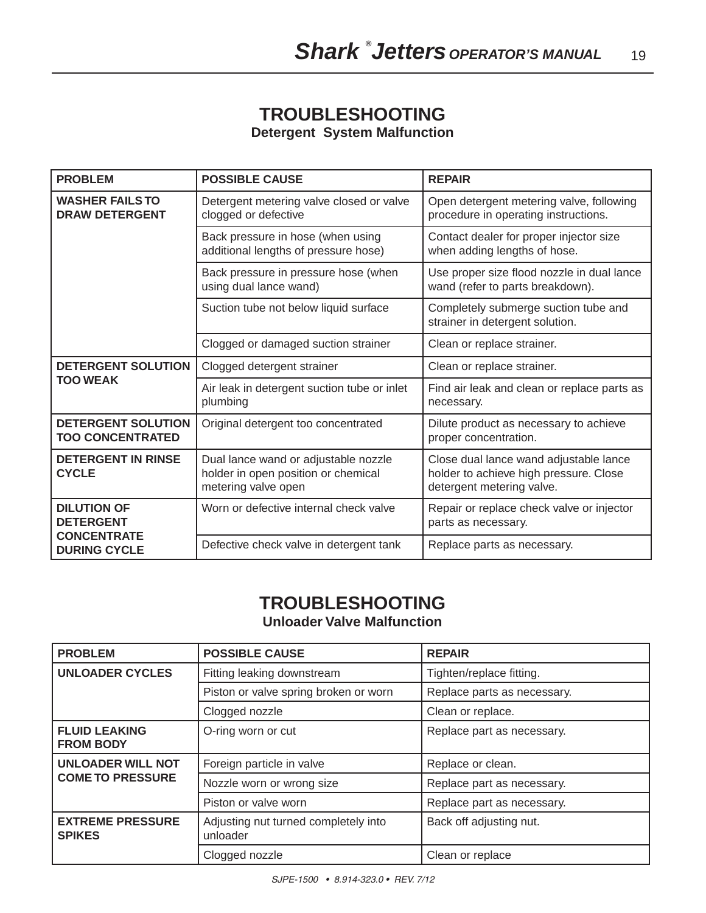## TROUBLESHOOTING

### Detergent System Malfunction

| PROBLEM | POSSIBLE CAUSE | REPAIR |
|---|---|---|
| **WASHER FAILS TO DRAW DETERGENT** | Detergent metering valve closed or valve clogged or defective | Open detergent metering valve, following procedure in operating instructions. |
| | Back pressure in hose (when using additional lengths of pressure hose) | Contact dealer for proper injector size when adding lengths of hose. |
| | Back pressure in pressure hose (when using dual lance wand) | Use proper size flood nozzle in dual lance wand (refer to parts breakdown). |
| | Suction tube not below liquid surface | Completely submerge suction tube and strainer in detergent solution. |
| | Clogged or damaged suction strainer | Clean or replace strainer. |
| **DETERGENT SOLUTION TOO WEAK** | Clogged detergent strainer | Clean or replace strainer. |
| | Air leak in detergent suction tube or inlet plumbing | Find air leak and clean or replace parts as necessary. |
| **DETERGENT SOLUTION TOO CONCENTRATED** | Original detergent too concentrated | Dilute product as necessary to achieve proper concentration. |
| **DETERGENT IN RINSE CYCLE** | Dual lance wand or adjustable nozzle holder in open position or chemical metering valve open | Close dual lance wand adjustable lance holder to achieve high pressure. Close detergent metering valve. |
| **DILUTION OF DETERGENT CONCENTRATE DURING CYCLE** | Worn or defective internal check valve | Repair or replace check valve or injector parts as necessary. |
| | Defective check valve in detergent tank | Replace parts as necessary. |

## TROUBLESHOOTING

### Unloader Valve Malfunction

| PROBLEM | POSSIBLE CAUSE | REPAIR |
|---|---|---|
| **UNLOADER CYCLES** | Fitting leaking downstream | Tighten/replace fitting. |
| | Piston or valve spring broken or worn | Replace parts as necessary. |
| | Clogged nozzle | Clean or replace. |
| **FLUID LEAKING FROM BODY** | O-ring worn or cut | Replace part as necessary. |
| **UNLOADER WILL NOT COME TO PRESSURE** | Foreign particle in valve | Replace or clean. |
| | Nozzle worn or wrong size | Replace part as necessary. |
| | Piston or valve worn | Replace part as necessary. |
| **EXTREME PRESSURE SPIKES** | Adjusting nut turned completely into unloader | Back off adjusting nut. |
| | Clogged nozzle | Clean or replace |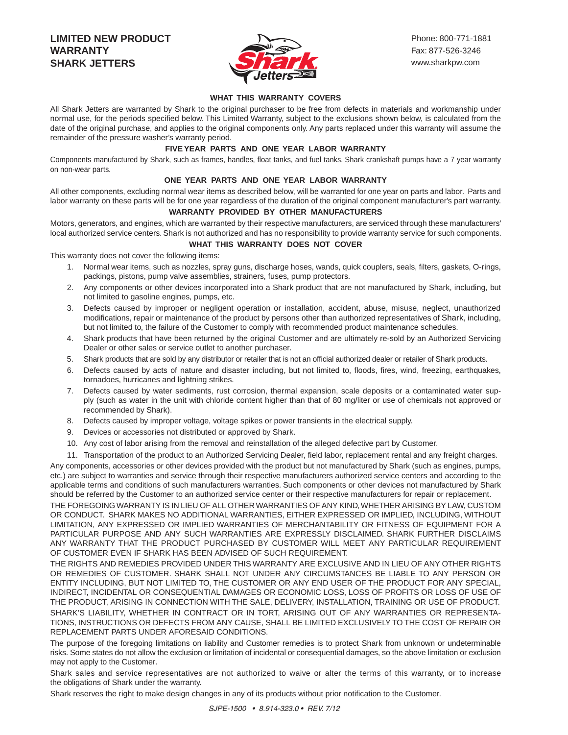# LIMITED NEW PRODUCT WARRANTY SHARK JETTERS

Phone: 800-771-1881
Fax: 877-526-3246
www.sharkpw.com

### WHAT THIS WARRANTY COVERS

All Shark Jetters are warranted by Shark to the original purchaser to be free from defects in materials and workmanship under normal use, for the periods specified below. This Limited Warranty, subject to the exclusions shown below, is calculated from the date of the original purchase, and applies to the original components only. Any parts replaced under this warranty will assume the remainder of the pressure washer's warranty period.

### FIVE YEAR PARTS AND ONE YEAR LABOR WARRANTY

Components manufactured by Shark, such as frames, handles, float tanks, and fuel tanks. Shark crankshaft pumps have a 7 year warranty on non-wear parts.

### ONE YEAR PARTS AND ONE YEAR LABOR WARRANTY

All other components, excluding normal wear items as described below, will be warranted for one year on parts and labor. Parts and labor warranty on these parts will be for one year regardless of the duration of the original component manufacturer's part warranty.

### WARRANTY PROVIDED BY OTHER MANUFACTURERS

Motors, generators, and engines, which are warranted by their respective manufacturers, are serviced through these manufacturers' local authorized service centers. Shark is not authorized and has no responsibility to provide warranty service for such components.

### WHAT THIS WARRANTY DOES NOT COVER

This warranty does not cover the following items:

1. Normal wear items, such as nozzles, spray guns, discharge hoses, wands, quick couplers, seals, filters, gaskets, O-rings, packings, pistons, pump valve assemblies, strainers, fuses, pump protectors.
2. Any components or other devices incorporated into a Shark product that are not manufactured by Shark, including, but not limited to gasoline engines, pumps, etc.
3. Defects caused by improper or negligent operation or installation, accident, abuse, misuse, neglect, unauthorized modifications, repair or maintenance of the product by persons other than authorized representatives of Shark, including, but not limited to, the failure of the Customer to comply with recommended product maintenance schedules.
4. Shark products that have been returned by the original Customer and are ultimately re-sold by an Authorized Servicing Dealer or other sales or service outlet to another purchaser.
5. Shark products that are sold by any distributor or retailer that is not an official authorized dealer or retailer of Shark products.
6. Defects caused by acts of nature and disaster including, but not limited to, floods, fires, wind, freezing, earthquakes, tornadoes, hurricanes and lightning strikes.
7. Defects caused by water sediments, rust corrosion, thermal expansion, scale deposits or a contaminated water supply (such as water in the unit with chloride content higher than that of 80 mg/liter or use of chemicals not approved or recommended by Shark).
8. Defects caused by improper voltage, voltage spikes or power transients in the electrical supply.
9. Devices or accessories not distributed or approved by Shark.
10. Any cost of labor arising from the removal and reinstallation of the alleged defective part by Customer.
11. Transportation of the product to an Authorized Servicing Dealer, field labor, replacement rental and any freight charges.

Any components, accessories or other devices provided with the product but not manufactured by Shark (such as engines, pumps, etc.) are subject to warranties and service through their respective manufacturers authorized service centers and according to the applicable terms and conditions of such manufacturers warranties. Such components or other devices not manufactured by Shark should be referred by the Customer to an authorized service center or their respective manufacturers for repair or replacement.

THE FOREGOING WARRANTY IS IN LIEU OF ALL OTHER WARRANTIES OF ANY KIND, WHETHER ARISING BY LAW, CUSTOM OR CONDUCT. SHARK MAKES NO ADDITIONAL WARRANTIES, EITHER EXPRESSED OR IMPLIED, INCLUDING, WITHOUT LIMITATION, ANY EXPRESSED OR IMPLIED WARRANTIES OF MERCHANTABILITY OR FITNESS OF EQUIPMENT FOR A PARTICULAR PURPOSE AND ANY SUCH WARRANTIES ARE EXPRESSLY DISCLAIMED. SHARK FURTHER DISCLAIMS ANY WARRANTY THAT THE PRODUCT PURCHASED BY CUSTOMER WILL MEET ANY PARTICULAR REQUIREMENT OF CUSTOMER EVEN IF SHARK HAS BEEN ADVISED OF SUCH REQUIREMENT.

THE RIGHTS AND REMEDIES PROVIDED UNDER THIS WARRANTY ARE EXCLUSIVE AND IN LIEU OF ANY OTHER RIGHTS OR REMEDIES OF CUSTOMER. SHARK SHALL NOT UNDER ANY CIRCUMSTANCES BE LIABLE TO ANY PERSON OR ENTITY INCLUDING, BUT NOT LIMITED TO, THE CUSTOMER OR ANY END USER OF THE PRODUCT FOR ANY SPECIAL, INDIRECT, INCIDENTAL OR CONSEQUENTIAL DAMAGES OR ECONOMIC LOSS, LOSS OF PROFITS OR LOSS OF USE OF THE PRODUCT, ARISING IN CONNECTION WITH THE SALE, DELIVERY, INSTALLATION, TRAINING OR USE OF PRODUCT. SHARK'S LIABILITY, WHETHER IN CONTRACT OR IN TORT, ARISING OUT OF ANY WARRANTIES OR REPRESENTATIONS, INSTRUCTIONS OR DEFECTS FROM ANY CAUSE, SHALL BE LIMITED EXCLUSIVELY TO THE COST OF REPAIR OR REPLACEMENT PARTS UNDER AFORESAID CONDITIONS.

The purpose of the foregoing limitations on liability and Customer remedies is to protect Shark from unknown or undeterminable risks. Some states do not allow the exclusion or limitation of incidental or consequential damages, so the above limitation or exclusion may not apply to the Customer.

Shark sales and service representatives are not authorized to waive or alter the terms of this warranty, or to increase the obligations of Shark under the warranty.

Shark reserves the right to make design changes in any of its products without prior notification to the Customer.

*SJPE-1500 • 8.914-323.0 • REV. 7/12*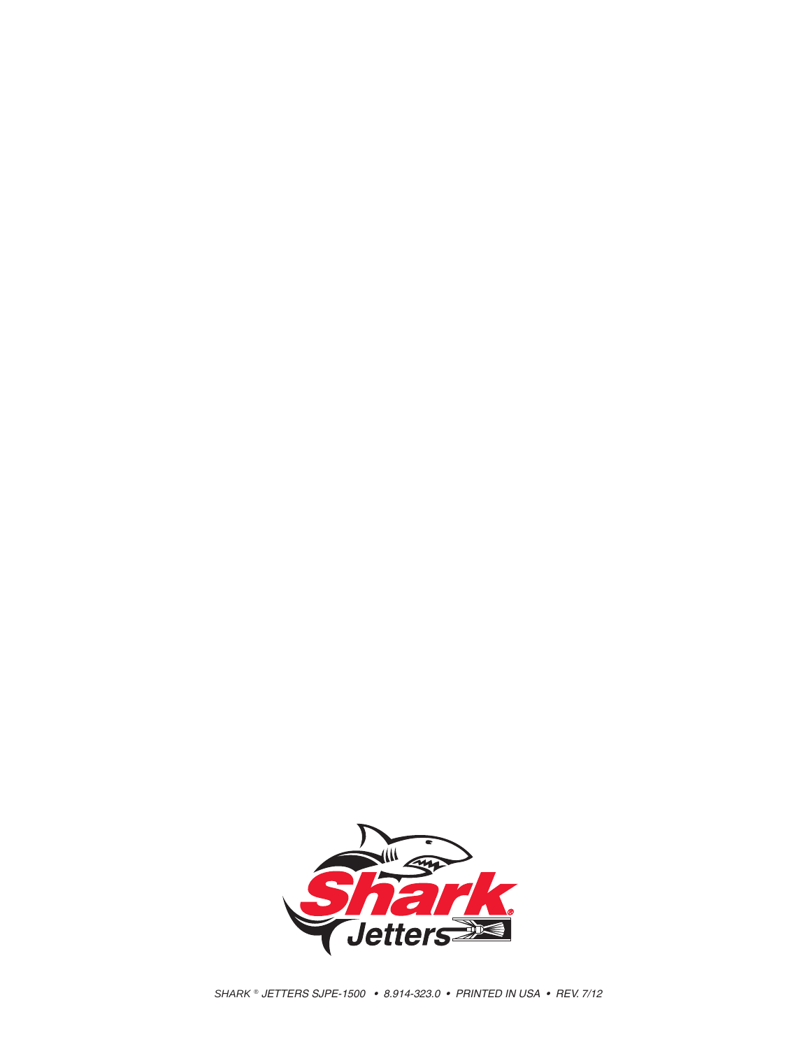SHARK ® JETTERS SJPE-1500 • 8.914-323.0 • PRINTED IN USA • REV. 7/12